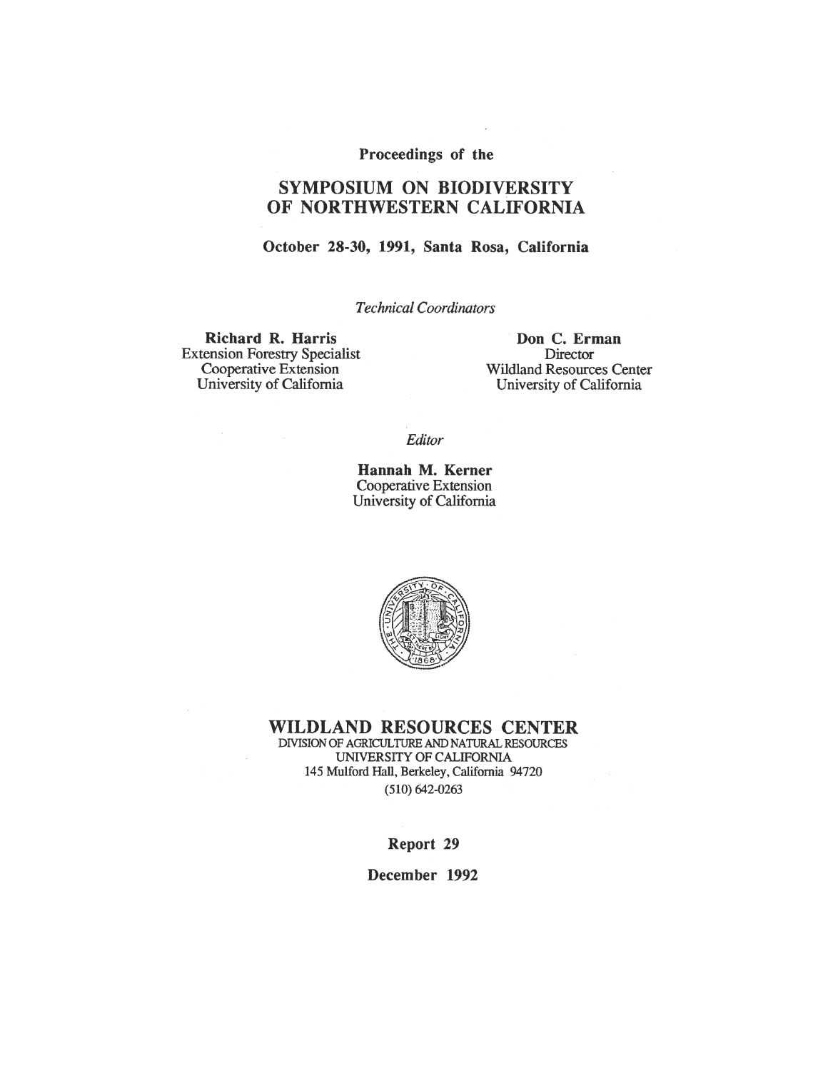Proceedings of the

# SYMPOSIUM ON BIODIVERSITY OF NORTHWESTERN CALIFORNIA

**October 28-30, 1991, Santa Rosa, California**

*Technical Coordinators*

**Richard R. Harris**
Extension Forestry Specialist
Cooperative Extension
University of California

**Don C. Erman**
Director
Wildland Resources Center
University of California

*Editor*

**Hannah M. Kerner**
Cooperative Extension
University of California

## WILDLAND RESOURCES CENTER

DIVISION OF AGRICULTURE AND NATURAL RESOURCES
UNIVERSITY OF CALIFORNIA
145 Mulford Hall, Berkeley, California 94720
(510) 642-0263

**Report 29**

**December 1992**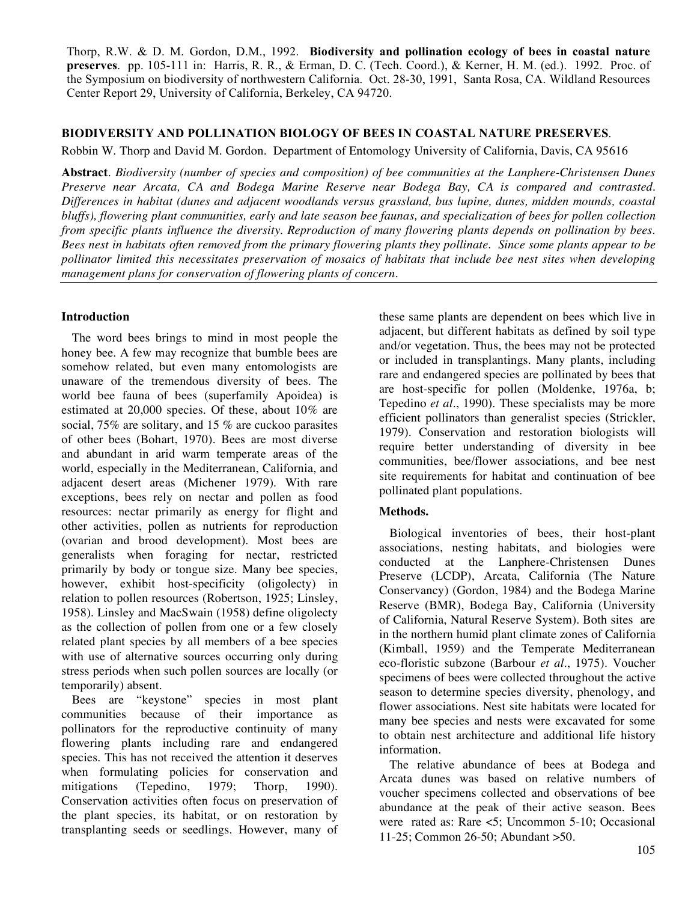Thorp, R.W. & D. M. Gordon, D.M., 1992. **Biodiversity and pollination ecology of bees in coastal nature preserves**. pp. 105-111 in: Harris, R. R., & Erman, D. C. (Tech. Coord.), & Kerner, H. M. (ed.). 1992. Proc. of the Symposium on biodiversity of northwestern California. Oct. 28-30, 1991, Santa Rosa, CA. Wildland Resources Center Report 29, University of California, Berkeley, CA 94720.

## BIODIVERSITY AND POLLINATION BIOLOGY OF BEES IN COASTAL NATURE PRESERVES.

Robbin W. Thorp and David M. Gordon. Department of Entomology University of California, Davis, CA 95616

**Abstract**. *Biodiversity (number of species and composition) of bee communities at the Lanphere-Christensen Dunes Preserve near Arcata, CA and Bodega Marine Reserve near Bodega Bay, CA is compared and contrasted. Differences in habitat (dunes and adjacent woodlands versus grassland, bus lupine, dunes, midden mounds, coastal bluffs), flowering plant communities, early and late season bee faunas, and specialization of bees for pollen collection from specific plants influence the diversity. Reproduction of many flowering plants depends on pollination by bees. Bees nest in habitats often removed from the primary flowering plants they pollinate. Since some plants appear to be pollinator limited this necessitates preservation of mosaics of habitats that include bee nest sites when developing management plans for conservation of flowering plants of concern.*

### Introduction

The word bees brings to mind in most people the honey bee. A few may recognize that bumble bees are somehow related, but even many entomologists are unaware of the tremendous diversity of bees. The world bee fauna of bees (superfamily Apoidea) is estimated at 20,000 species. Of these, about 10% are social, 75% are solitary, and 15 % are cuckoo parasites of other bees (Bohart, 1970). Bees are most diverse and abundant in arid warm temperate areas of the world, especially in the Mediterranean, California, and adjacent desert areas (Michener 1979). With rare exceptions, bees rely on nectar and pollen as food resources: nectar primarily as energy for flight and other activities, pollen as nutrients for reproduction (ovarian and brood development). Most bees are generalists when foraging for nectar, restricted primarily by body or tongue size. Many bee species, however, exhibit host-specificity (oligolecty) in relation to pollen resources (Robertson, 1925; Linsley, 1958). Linsley and MacSwain (1958) define oligolecty as the collection of pollen from one or a few closely related plant species by all members of a bee species with use of alternative sources occurring only during stress periods when such pollen sources are locally (or temporarily) absent.

Bees are "keystone" species in most plant communities because of their importance as pollinators for the reproductive continuity of many flowering plants including rare and endangered species. This has not received the attention it deserves when formulating policies for conservation and mitigations (Tepedino, 1979; Thorp, 1990). Conservation activities often focus on preservation of the plant species, its habitat, or on restoration by transplanting seeds or seedlings. However, many of these same plants are dependent on bees which live in adjacent, but different habitats as defined by soil type and/or vegetation. Thus, the bees may not be protected or included in transplantings. Many plants, including rare and endangered species are pollinated by bees that are host-specific for pollen (Moldenke, 1976a, b; Tepedino *et al*., 1990). These specialists may be more efficient pollinators than generalist species (Strickler, 1979). Conservation and restoration biologists will require better understanding of diversity in bee communities, bee/flower associations, and bee nest site requirements for habitat and continuation of bee pollinated plant populations.

### Methods.

Biological inventories of bees, their host-plant associations, nesting habitats, and biologies were conducted at the Lanphere-Christensen Dunes Preserve (LCDP), Arcata, California (The Nature Conservancy) (Gordon, 1984) and the Bodega Marine Reserve (BMR), Bodega Bay, California (University of California, Natural Reserve System). Both sites are in the northern humid plant climate zones of California (Kimball, 1959) and the Temperate Mediterranean eco-floristic subzone (Barbour *et al*., 1975). Voucher specimens of bees were collected throughout the active season to determine species diversity, phenology, and flower associations. Nest site habitats were located for many bee species and nests were excavated for some to obtain nest architecture and additional life history information.

The relative abundance of bees at Bodega and Arcata dunes was based on relative numbers of voucher specimens collected and observations of bee abundance at the peak of their active season. Bees were rated as: Rare <5; Uncommon 5-10; Occasional 11-25; Common 26-50; Abundant >50.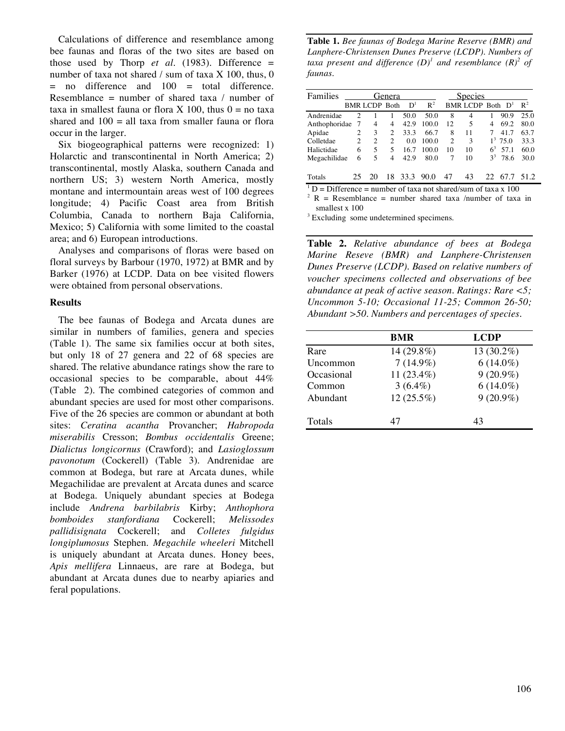Calculations of difference and resemblance among bee faunas and floras of the two sites are based on those used by Thorp *et al*. (1983). Difference = number of taxa not shared / sum of taxa X 100, thus, 0 = no difference and 100 = total difference. Resemblance = number of shared taxa / number of taxa in smallest fauna or flora X 100, thus 0 = no taxa shared and 100 = all taxa from smaller fauna or flora occur in the larger.

Six biogeographical patterns were recognized: 1) Holarctic and transcontinental in North America; 2) transcontinental, mostly Alaska, southern Canada and northern US; 3) western North America, mostly montane and intermountain areas west of 100 degrees longitude; 4) Pacific Coast area from British Columbia, Canada to northern Baja California, Mexico; 5) California with some limited to the coastal area; and 6) European introductions.

Analyses and comparisons of floras were based on floral surveys by Barbour (1970, 1972) at BMR and by Barker (1976) at LCDP. Data on bee visited flowers were obtained from personal observations.

### Results

The bee faunas of Bodega and Arcata dunes are similar in numbers of families, genera and species (Table 1). The same six families occur at both sites, but only 18 of 27 genera and 22 of 68 species are shared. The relative abundance ratings show the rare to occasional species to be comparable, about 44% (Table 2). The combined categories of common and abundant species are used for most other comparisons. Five of the 26 species are common or abundant at both sites: *Ceratina acantha* Provancher; *Habropoda miserabilis* Cresson; *Bombus occidentalis* Greene; *Dialictus longicornus* (Crawford); and *Lasioglossum pavonotum* (Cockerell) (Table 3). Andrenidae are common at Bodega, but rare at Arcata dunes, while Megachilidae are prevalent at Arcata dunes and scarce at Bodega. Uniquely abundant species at Bodega include *Andrena barbilabris* Kirby; *Anthophora bomboides stanfordiana* Cockerell; *Melissodes pallidisignata* Cockerell; and *Colletes fulgidus longiplumosus* Stephen. *Megachile wheeleri* Mitchell is uniquely abundant at Arcata dunes. Honey bees, *Apis mellifera* Linnaeus, are rare at Bodega, but abundant at Arcata dunes due to nearby apiaries and feral populations.

**Table 1.** *Bee faunas of Bodega Marine Reserve (BMR) and Lanphere-Christensen Dunes Preserve (LCDP). Numbers of taxa present and difference (D)[1] and resemblance (R)[2] of faunas.*

| Families | Genera | | | | | Species | | | | |
|---|---|---|---|---|---|---|---|---|---|---|
| | BMR | LCDP | Both | D[1] | R[2] | BMR | LCDP | Both | D[1] | R[2] |
| Andrenidae | 2 | 1 | 1 | 50.0 | 50.0 | 8 | 4 | 1 | 90.9 | 25.0 |
| Anthophoridae | 7 | 4 | 4 | 42.9 | 100.0 | 12 | 5 | 4 | 69.2 | 80.0 |
| Apidae | 2 | 3 | 2 | 33.3 | 66.7 | 8 | 11 | 7 | 41.7 | 63.7 |
| Colletdae | 2 | 2 | 2 | 0.0 | 100.0 | 2 | 3 | 1[3] | 75.0 | 33.3 |
| Halictidae | 6 | 5 | 5 | 16.7 | 100.0 | 10 | 10 | 6[3] | 57.1 | 60.0 |
| Megachilidae | 6 | 5 | 4 | 42.9 | 80.0 | 7 | 10 | 3[3] | 78.6 | 30.0 |
| Totals | 25 | 20 | 18 | 33.3 | 90.0 | 47 | 43 | 22 | 67.7 | 51.2 |

[1] D = Difference = number of taxa not shared/sum of taxa x 100
[2] R = Resemblance = number shared taxa /number of taxa in smallest x 100
[3] Excluding some undetermined specimens.

**Table 2.** *Relative abundance of bees at Bodega Marine Reseve (BMR) and Lanphere-Christensen Dunes Preserve (LCDP). Based on relative numbers of voucher specimens collected and observations of bee abundance at peak of active season. Ratings: Rare <5; Uncommon 5-10; Occasional 11-25; Common 26-50; Abundant >50. Numbers and percentages of species.*

| | BMR | LCDP |
|---|---|---|
| Rare | 14 (29.8%) | 13 (30.2%) |
| Uncommon | 7 (14.9%) | 6 (14.0%) |
| Occasional | 11 (23.4%) | 9 (20.9%) |
| Common | 3 (6.4%) | 6 (14.0%) |
| Abundant | 12 (25.5%) | 9 (20.9%) |
| Totals | 47 | 43 |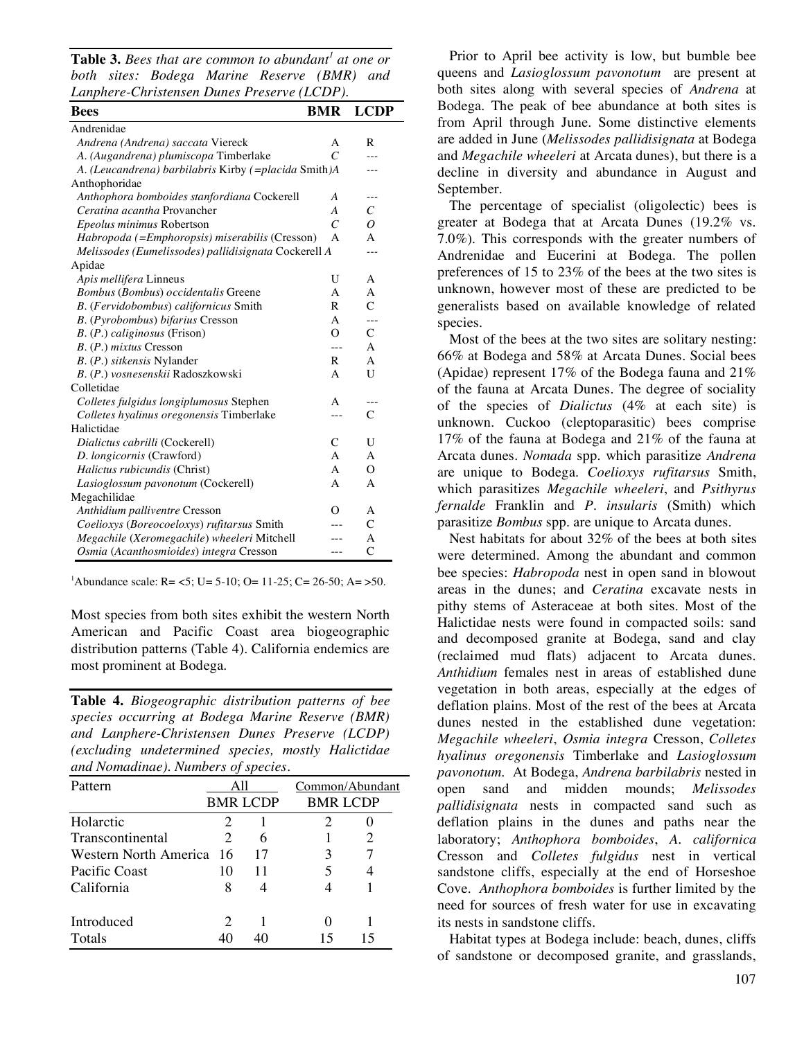**Table 3.** *Bees that are common to abundant[1] at one or both sites: Bodega Marine Reserve (BMR) and Lanphere-Christensen Dunes Preserve (LCDP).*

| Bees | BMR | LCDP |
|---|---|---|
| Andrenidae | | |
| *Andrena (Andrena) saccata* Viereck | A | R |
| *A. (Augandrena) plumiscopa* Timberlake | *C* | --- |
| *A. (Leucandrena) barbilabris* Kirby *(=placida* Smith*)* | *A* | --- |
| Anthophoridae | | |
| *Anthophora bomboides stanfordiana* Cockerell | *A* | --- |
| *Ceratina acantha* Provancher | *A* | *C* |
| *Epeolus minimus* Robertson | *C* | *O* |
| *Habropoda (=Emphoropsis) miserabilis* (Cresson) | A | A |
| *Melissodes (Eumelissodes) pallidisignata* Cockerell | *A* | --- |
| Apidae | | |
| *Apis mellifera* Lineus | U | A |
| *Bombus* (*Bombus*) *occidentalis* Greene | A | A |
| *B.* (*Fervidobombus*) *californicus* Smith | R | C |
| *B.* (*Pyrobombus*) *bifarius* Cresson | A | --- |
| *B.* (*P.*) *caliginosus* (Frison) | O | C |
| *B.* (*P.*) *mixtus* Cresson | --- | A |
| *B.* (*P.*) *sitkensis* Nylander | R | A |
| *B.* (*P.*) *vosnesenskii* Radoszkowski | A | U |
| Colletidae | | |
| *Colletes fulgidus longiplumosus* Stephen | A | --- |
| *Colletes hyalinus oregonensis* Timberlake | --- | C |
| Halictidae | | |
| *Dialictus cabrilli* (Cockerell) | C | U |
| *D. longicornis* (Crawford) | A | A |
| *Halictus rubicundis* (Christ) | A | O |
| *Lasioglossum pavonotum* (Cockerell) | A | A |
| Megachilidae | | |
| *Anthidium palliventre* Cresson | O | A |
| *Coelioxys* (*Boreocoeloxys*) *rufitarsus* Smith | --- | C |
| *Megachile* (*Xeromegachile*) *wheeleri* Mitchell | --- | A |
| *Osmia* (*Acanthosmioides*) *integra* Cresson | --- | C |

[1]Abundance scale: R= <5; U= 5-10; O= 11-25; C= 26-50; A= >50.

Most species from both sites exhibit the western North American and Pacific Coast area biogeographic distribution patterns (Table 4). California endemics are most prominent at Bodega.

**Table 4.** *Biogeographic distribution patterns of bee species occurring at Bodega Marine Reserve (BMR) and Lanphere-Christensen Dunes Preserve (LCDP) (excluding undetermined species, mostly Halictidae and Nomadinae). Numbers of species.*

| Pattern | All | | Common/Abundant | |
|---|---|---|---|---|
| | BMR | LCDP | BMR | LCDP |
| Holarctic | 2 | 1 | 2 | 0 |
| Transcontinental | 2 | 6 | 1 | 2 |
| Western North America | 16 | 17 | 3 | 7 |
| Pacific Coast | 10 | 11 | 5 | 4 |
| California | 8 | 4 | 4 | 1 |
| Introduced | 2 | 1 | 0 | 1 |
| Totals | 40 | 40 | 15 | 15 |

Prior to April bee activity is low, but bumble bee queens and *Lasioglossum pavonotum* are present at both sites along with several species of *Andrena* at Bodega. The peak of bee abundance at both sites is from April through June. Some distinctive elements are added in June (*Melissodes pallidisignata* at Bodega and *Megachile wheeleri* at Arcata dunes), but there is a decline in diversity and abundance in August and September.

The percentage of specialist (oligolectic) bees is greater at Bodega that at Arcata Dunes (19.2% vs. 7.0%). This corresponds with the greater numbers of Andrenidae and Eucerini at Bodega. The pollen preferences of 15 to 23% of the bees at the two sites is unknown, however most of these are predicted to be generalists based on available knowledge of related species.

Most of the bees at the two sites are solitary nesting: 66% at Bodega and 58% at Arcata Dunes. Social bees (Apidae) represent 17% of the Bodega fauna and 21% of the fauna at Arcata Dunes. The degree of sociality of the species of *Dialictus* (4% at each site) is unknown. Cuckoo (cleptoparasitic) bees comprise 17% of the fauna at Bodega and 21% of the fauna at Arcata dunes. *Nomada* spp. which parasitize *Andrena* are unique to Bodega. *Coelioxys rufitarsus* Smith, which parasitizes *Megachile wheeleri*, and *Psithyrus fernalde* Franklin and *P. insularis* (Smith) which parasitize *Bombus* spp. are unique to Arcata dunes.

Nest habitats for about 32% of the bees at both sites were determined. Among the abundant and common bee species: *Habropoda* nest in open sand in blowout areas in the dunes; and *Ceratina* excavate nests in pithy stems of Asteraceae at both sites. Most of the Halictidae nests were found in compacted soils: sand and decomposed granite at Bodega, sand and clay (reclaimed mud flats) adjacent to Arcata dunes. *Anthidium* females nest in areas of established dune vegetation in both areas, especially at the edges of deflation plains. Most of the rest of the bees at Arcata dunes nested in the established dune vegetation: *Megachile wheeleri*, *Osmia integra* Cresson, *Colletes hyalinus oregonensis* Timberlake and *Lasioglossum pavonotum.* At Bodega, *Andrena barbilabris* nested in open sand and midden mounds; *Melissodes pallidisignata* nests in compacted sand such as deflation plains in the dunes and paths near the laboratory; *Anthophora bomboides*, *A. californica* Cresson and *Colletes fulgidus* nest in vertical sandstone cliffs, especially at the end of Horseshoe Cove. *Anthophora bomboides* is further limited by the need for sources of fresh water for use in excavating its nests in sandstone cliffs.

Habitat types at Bodega include: beach, dunes, cliffs of sandstone or decomposed granite, and grasslands,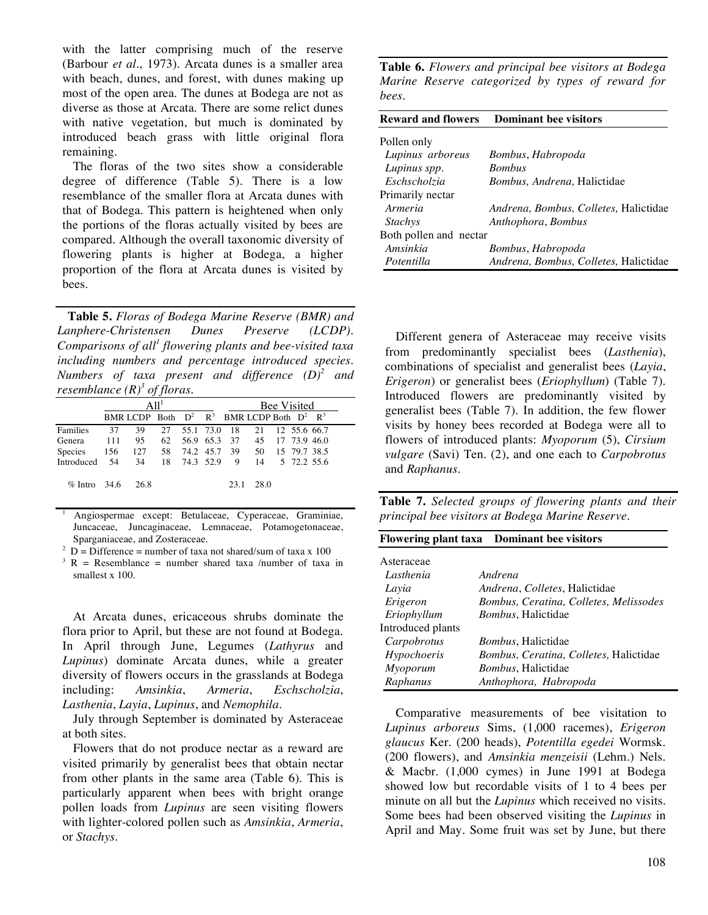with the latter comprising much of the reserve (Barbour *et al*., 1973). Arcata dunes is a smaller area with beach, dunes, and forest, with dunes making up most of the open area. The dunes at Bodega are not as diverse as those at Arcata. There are some relict dunes with native vegetation, but much is dominated by introduced beach grass with little original flora remaining.

The floras of the two sites show a considerable degree of difference (Table 5). There is a low resemblance of the smaller flora at Arcata dunes with that of Bodega. This pattern is heightened when only the portions of the floras actually visited by bees are compared. Although the overall taxonomic diversity of flowering plants is higher at Bodega, a higher proportion of the flora at Arcata dunes is visited by bees.

**Table 5.** *Floras of Bodega Marine Reserve (BMR) and Lanphere-Christensen Dunes Preserve (LCDP). Comparisons of all[1] flowering plants and bee-visited taxa including numbers and percentage introduced species. Numbers of taxa present and difference (D)[2] and resemblance (R)[3] of floras.*

| | All[1] | | | | | Bee Visited | | | | |
|---|---|---|---|---|---|---|---|---|---|---|
| | BMR | LCDP | Both | D[2] | R[3] | BMR | LCDP | Both | D[2] | R[3] |
| Families | 37 | 39 | 27 | 55.1 | 73.0 | 18 | 21 | 12 | 55.6 | 66.7 |
| Genera | 111 | 95 | 62 | 56.9 | 65.3 | 37 | 45 | 17 | 73.9 | 46.0 |
| Species | 156 | 127 | 58 | 74.2 | 45.7 | 39 | 50 | 15 | 79.7 | 38.5 |
| Introduced | 54 | 34 | 18 | 74.3 | 52.9 | 9 | 14 | 5 | 72.2 | 55.6 |
| % Intro | 34.6 | 26.8 | | | | 23.1 | 28.0 | | | |

[1] Angiospermae except: Betulaceae, Cyperaceae, Graminiae, Juncaceae, Juncaginaceae, Lemnaceae, Potamogetonaceae, Sparganiaceae, and Zosteraceae.

[2] D = Difference = number of taxa not shared/sum of taxa x 100

[3] R = Resemblance = number shared taxa /number of taxa in smallest x 100.

At Arcata dunes, ericaceous shrubs dominate the flora prior to April, but these are not found at Bodega. In April through June, Legumes (*Lathyrus* and *Lupinus*) dominate Arcata dunes, while a greater diversity of flowers occurs in the grasslands at Bodega including: *Amsinkia*, *Armeria*, *Eschscholzia*, *Lasthenia*, *Layia*, *Lupinus*, and *Nemophila*.

July through September is dominated by Asteraceae at both sites.

Flowers that do not produce nectar as a reward are visited primarily by generalist bees that obtain nectar from other plants in the same area (Table 6). This is particularly apparent when bees with bright orange pollen loads from *Lupinus* are seen visiting flowers with lighter-colored pollen such as *Amsinkia*, *Armeria*, or *Stachys*.

**Table 6.** *Flowers and principal bee visitors at Bodega Marine Reserve categorized by types of reward for bees.*

| Reward and flowers | Dominant bee visitors |
|---|---|
| Pollen only | |
| *Lupinus arboreus* | *Bombus*, *Habropoda* |
| *Lupinus spp*. | *Bombus* |
| *Eschscholzia* | *Bombus, Andrena,* Halictidae |
| Primarily nectar | |
| *Armeria* | *Andrena, Bombus, Colletes,* Halictidae |
| *Stachys* | *Anthophora*, *Bombus* |
| Both pollen and nectar | |
| *Amsinkia* | *Bombus*, *Habropoda* |
| *Potentilla* | *Andrena, Bombus, Colletes,* Halictidae |

Different genera of Asteraceae may receive visits from predominantly specialist bees (*Lasthenia*), combinations of specialist and generalist bees (*Layia*, *Erigeron*) or generalist bees (*Eriophyllum*) (Table 7). Introduced flowers are predominantly visited by generalist bees (Table 7). In addition, the few flower visits by honey bees recorded at Bodega were all to flowers of introduced plants: *Myoporum* (5), *Cirsium vulgare* (Savi) Ten. (2), and one each to *Carpobrotus* and *Raphanus*.

**Table 7.** *Selected groups of flowering plants and their principal bee visitors at Bodega Marine Reserve.*

| Flowering plant taxa | Dominant bee visitors |
|---|---|
| Asteraceae | |
| *Lasthenia* | *Andrena* |
| *Layia* | *Andrena*, *Colletes*, Halictidae |
| *Erigeron* | *Bombus, Ceratina, Colletes, Melissodes* |
| *Eriophyllum* | *Bombus*, Halictidae |
| Introduced plants | |
| *Carpobrotus* | *Bombus*, Halictidae |
| *Hypochoeris* | *Bombus, Ceratina, Colletes,* Halictidae |
| *Myoporum* | *Bombus*, Halictidae |
| *Raphanus* | *Anthophora, Habropoda* |

Comparative measurements of bee visitation to *Lupinus arboreus* Sims, (1,000 racemes), *Erigeron glaucus* Ker. (200 heads), *Potentilla egedei* Wormsk. (200 flowers), and *Amsinkia menzeisii* (Lehm.) Nels. & Macbr. (1,000 cymes) in June 1991 at Bodega showed low but recordable visits of 1 to 4 bees per minute on all but the *Lupinus* which received no visits. Some bees had been observed visiting the *Lupinus* in April and May. Some fruit was set by June, but there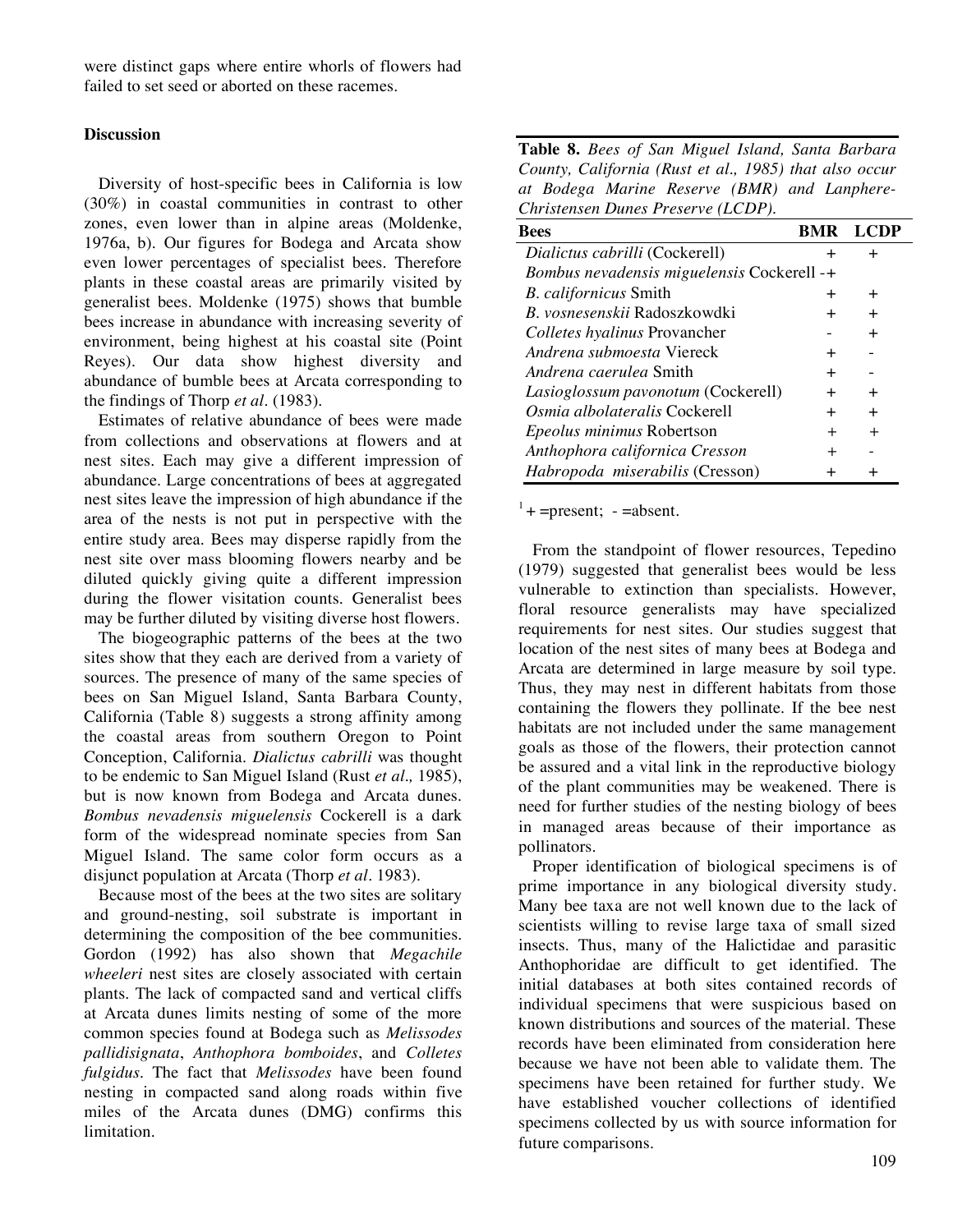were distinct gaps where entire whorls of flowers had failed to set seed or aborted on these racemes.

## Discussion

Diversity of host-specific bees in California is low (30%) in coastal communities in contrast to other zones, even lower than in alpine areas (Moldenke, 1976a, b). Our figures for Bodega and Arcata show even lower percentages of specialist bees. Therefore plants in these coastal areas are primarily visited by generalist bees. Moldenke (1975) shows that bumble bees increase in abundance with increasing severity of environment, being highest at his coastal site (Point Reyes). Our data show highest diversity and abundance of bumble bees at Arcata corresponding to the findings of Thorp *et al*. (1983).

Estimates of relative abundance of bees were made from collections and observations at flowers and at nest sites. Each may give a different impression of abundance. Large concentrations of bees at aggregated nest sites leave the impression of high abundance if the area of the nests is not put in perspective with the entire study area. Bees may disperse rapidly from the nest site over mass blooming flowers nearby and be diluted quickly giving quite a different impression during the flower visitation counts. Generalist bees may be further diluted by visiting diverse host flowers.

The biogeographic patterns of the bees at the two sites show that they each are derived from a variety of sources. The presence of many of the same species of bees on San Miguel Island, Santa Barbara County, California (Table 8) suggests a strong affinity among the coastal areas from southern Oregon to Point Conception, California. *Dialictus cabrilli* was thought to be endemic to San Miguel Island (Rust *et al.,* 1985), but is now known from Bodega and Arcata dunes. *Bombus nevadensis miguelensis* Cockerell is a dark form of the widespread nominate species from San Miguel Island. The same color form occurs as a disjunct population at Arcata (Thorp *et al*. 1983).

Because most of the bees at the two sites are solitary and ground-nesting, soil substrate is important in determining the composition of the bee communities. Gordon (1992) has also shown that *Megachile wheeleri* nest sites are closely associated with certain plants. The lack of compacted sand and vertical cliffs at Arcata dunes limits nesting of some of the more common species found at Bodega such as *Melissodes pallidisignata*, *Anthophora bomboides*, and *Colletes fulgidus*. The fact that *Melissodes* have been found nesting in compacted sand along roads within five miles of the Arcata dunes (DMG) confirms this limitation.

**Table 8.** *Bees of San Miguel Island, Santa Barbara County, California (Rust et al., 1985) that also occur at Bodega Marine Reserve (BMR) and Lanphere-Christensen Dunes Preserve (LCDP).*

| Bees | BMR | LCDP |
|---|---|---|
| *Dialictus cabrilli* (Cockerell) | + | + |
| *Bombus nevadensis miguelensis* Cockerell | - | + |
| *B. californicus* Smith | + | + |
| *B. vosnesenskii* Radoszkowdki | + | + |
| *Colletes hyalinus* Provancher | - | + |
| *Andrena submoesta* Viereck | + | - |
| *Andrena caerulea* Smith | + | - |
| *Lasioglossum pavonotum* (Cockerell) | + | + |
| *Osmia albolateralis* Cockerell | + | + |
| *Epeolus minimus* Robertson | + | + |
| *Anthophora californica Cresson* | + | - |
| *Habropoda miserabilis* (Cresson) | + | + |

[1] + =present; - =absent.

From the standpoint of flower resources, Tepedino (1979) suggested that generalist bees would be less vulnerable to extinction than specialists. However, floral resource generalists may have specialized requirements for nest sites. Our studies suggest that location of the nest sites of many bees at Bodega and Arcata are determined in large measure by soil type. Thus, they may nest in different habitats from those containing the flowers they pollinate. If the bee nest habitats are not included under the same management goals as those of the flowers, their protection cannot be assured and a vital link in the reproductive biology of the plant communities may be weakened. There is need for further studies of the nesting biology of bees in managed areas because of their importance as pollinators.

Proper identification of biological specimens is of prime importance in any biological diversity study. Many bee taxa are not well known due to the lack of scientists willing to revise large taxa of small sized insects. Thus, many of the Halictidae and parasitic Anthophoridae are difficult to get identified. The initial databases at both sites contained records of individual specimens that were suspicious based on known distributions and sources of the material. These records have been eliminated from consideration here because we have not been able to validate them. The specimens have been retained for further study. We have established voucher collections of identified specimens collected by us with source information for future comparisons.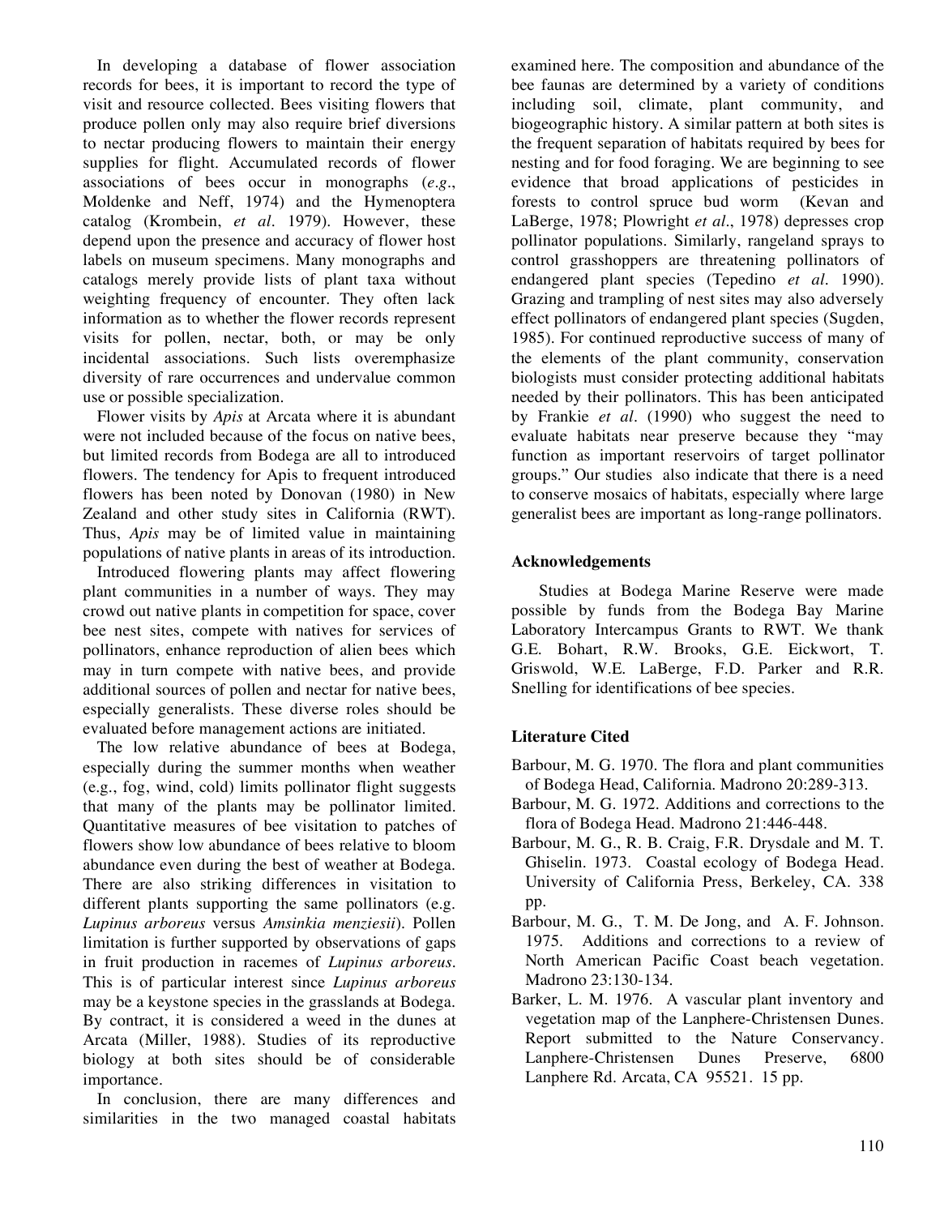In developing a database of flower association records for bees, it is important to record the type of visit and resource collected. Bees visiting flowers that produce pollen only may also require brief diversions to nectar producing flowers to maintain their energy supplies for flight. Accumulated records of flower associations of bees occur in monographs (*e.g*., Moldenke and Neff, 1974) and the Hymenoptera catalog (Krombein, *et al*. 1979). However, these depend upon the presence and accuracy of flower host labels on museum specimens. Many monographs and catalogs merely provide lists of plant taxa without weighting frequency of encounter. They often lack information as to whether the flower records represent visits for pollen, nectar, both, or may be only incidental associations. Such lists overemphasize diversity of rare occurrences and undervalue common use or possible specialization.

Flower visits by *Apis* at Arcata where it is abundant were not included because of the focus on native bees, but limited records from Bodega are all to introduced flowers. The tendency for Apis to frequent introduced flowers has been noted by Donovan (1980) in New Zealand and other study sites in California (RWT). Thus, *Apis* may be of limited value in maintaining populations of native plants in areas of its introduction.

Introduced flowering plants may affect flowering plant communities in a number of ways. They may crowd out native plants in competition for space, cover bee nest sites, compete with natives for services of pollinators, enhance reproduction of alien bees which may in turn compete with native bees, and provide additional sources of pollen and nectar for native bees, especially generalists. These diverse roles should be evaluated before management actions are initiated.

The low relative abundance of bees at Bodega, especially during the summer months when weather (e.g., fog, wind, cold) limits pollinator flight suggests that many of the plants may be pollinator limited. Quantitative measures of bee visitation to patches of flowers show low abundance of bees relative to bloom abundance even during the best of weather at Bodega. There are also striking differences in visitation to different plants supporting the same pollinators (e.g. *Lupinus arboreus* versus *Amsinkia menziesii*). Pollen limitation is further supported by observations of gaps in fruit production in racemes of *Lupinus arboreus*. This is of particular interest since *Lupinus arboreus* may be a keystone species in the grasslands at Bodega. By contract, it is considered a weed in the dunes at Arcata (Miller, 1988). Studies of its reproductive biology at both sites should be of considerable importance.

In conclusion, there are many differences and similarities in the two managed coastal habitats examined here. The composition and abundance of the bee faunas are determined by a variety of conditions including soil, climate, plant community, and biogeographic history. A similar pattern at both sites is the frequent separation of habitats required by bees for nesting and for food foraging. We are beginning to see evidence that broad applications of pesticides in forests to control spruce bud worm (Kevan and LaBerge, 1978; Plowright *et al*., 1978) depresses crop pollinator populations. Similarly, rangeland sprays to control grasshoppers are threatening pollinators of endangered plant species (Tepedino *et al*. 1990). Grazing and trampling of nest sites may also adversely effect pollinators of endangered plant species (Sugden, 1985). For continued reproductive success of many of the elements of the plant community, conservation biologists must consider protecting additional habitats needed by their pollinators. This has been anticipated by Frankie *et al*. (1990) who suggest the need to evaluate habitats near preserve because they "may function as important reservoirs of target pollinator groups." Our studies also indicate that there is a need to conserve mosaics of habitats, especially where large generalist bees are important as long-range pollinators.

## Acknowledgements

Studies at Bodega Marine Reserve were made possible by funds from the Bodega Bay Marine Laboratory Intercampus Grants to RWT. We thank G.E. Bohart, R.W. Brooks, G.E. Eickwort, T. Griswold, W.E. LaBerge, F.D. Parker and R.R. Snelling for identifications of bee species.

## Literature Cited

Barbour, M. G. 1970. The flora and plant communities of Bodega Head, California. Madrono 20:289-313.

Barbour, M. G. 1972. Additions and corrections to the flora of Bodega Head. Madrono 21:446-448.

Barbour, M. G., R. B. Craig, F.R. Drysdale and M. T. Ghiselin. 1973. Coastal ecology of Bodega Head. University of California Press, Berkeley, CA. 338 pp.

Barbour, M. G., T. M. De Jong, and A. F. Johnson. 1975. Additions and corrections to a review of North American Pacific Coast beach vegetation. Madrono 23:130-134.

Barker, L. M. 1976. A vascular plant inventory and vegetation map of the Lanphere-Christensen Dunes. Report submitted to the Nature Conservancy. Lanphere-Christensen Dunes Preserve, 6800 Lanphere Rd. Arcata, CA 95521. 15 pp.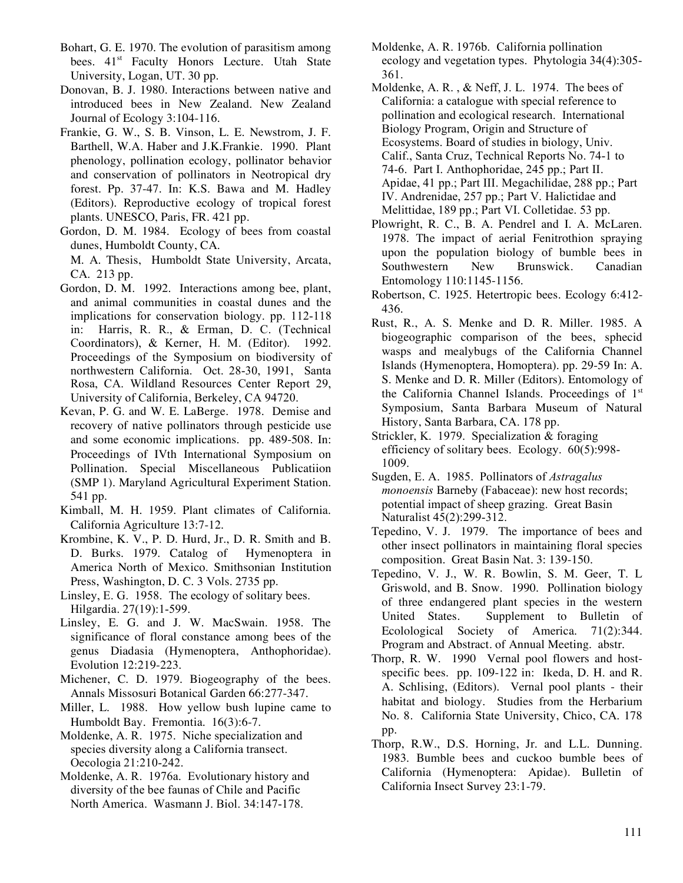Bohart, G. E. 1970. The evolution of parasitism among bees. 41st Faculty Honors Lecture. Utah State University, Logan, UT. 30 pp.

Donovan, B. J. 1980. Interactions between native and introduced bees in New Zealand. New Zealand Journal of Ecology 3:104-116.

Frankie, G. W., S. B. Vinson, L. E. Newstrom, J. F. Barthell, W.A. Haber and J.K.Frankie. 1990. Plant phenology, pollination ecology, pollinator behavior and conservation of pollinators in Neotropical dry forest. Pp. 37-47. In: K.S. Bawa and M. Hadley (Editors). Reproductive ecology of tropical forest plants. UNESCO, Paris, FR. 421 pp.

Gordon, D. M. 1984. Ecology of bees from coastal dunes, Humboldt County, CA.
M. A. Thesis, Humboldt State University, Arcata, CA. 213 pp.

Gordon, D. M. 1992. Interactions among bee, plant, and animal communities in coastal dunes and the implications for conservation biology. pp. 112-118 in: Harris, R. R., & Erman, D. C. (Technical Coordinators), & Kerner, H. M. (Editor). 1992. Proceedings of the Symposium on biodiversity of northwestern California. Oct. 28-30, 1991, Santa Rosa, CA. Wildland Resources Center Report 29, University of California, Berkeley, CA 94720.

Kevan, P. G. and W. E. LaBerge. 1978. Demise and recovery of native pollinators through pesticide use and some economic implications. pp. 489-508. In: Proceedings of IVth International Symposium on Pollination. Special Miscellaneous Publicatiion (SMP 1). Maryland Agricultural Experiment Station. 541 pp.

Kimball, M. H. 1959. Plant climates of California. California Agriculture 13:7-12.

Krombine, K. V., P. D. Hurd, Jr., D. R. Smith and B. D. Burks. 1979. Catalog of Hymenoptera in America North of Mexico. Smithsonian Institution Press, Washington, D. C. 3 Vols. 2735 pp.

Linsley, E. G. 1958. The ecology of solitary bees. Hilgardia. 27(19):1-599.

Linsley, E. G. and J. W. MacSwain. 1958. The significance of floral constance among bees of the genus Diadasia (Hymenoptera, Anthophoridae). Evolution 12:219-223.

Michener, C. D. 1979. Biogeography of the bees. Annals Missosuri Botanical Garden 66:277-347.

Miller, L. 1988. How yellow bush lupine came to Humboldt Bay. Fremontia. 16(3):6-7.

Moldenke, A. R. 1975. Niche specialization and species diversity along a California transect. Oecologia 21:210-242.

Moldenke, A. R. 1976a. Evolutionary history and diversity of the bee faunas of Chile and Pacific North America. Wasmann J. Biol. 34:147-178.

Moldenke, A. R. 1976b. California pollination ecology and vegetation types. Phytologia 34(4):305-361.

Moldenke, A. R. , & Neff, J. L. 1974. The bees of California: a catalogue with special reference to pollination and ecological research. International Biology Program, Origin and Structure of Ecosystems. Board of studies in biology, Univ. Calif., Santa Cruz, Technical Reports No. 74-1 to 74-6. Part I. Anthophoridae, 245 pp.; Part II. Apidae, 41 pp.; Part III. Megachilidae, 288 pp.; Part IV. Andrenidae, 257 pp.; Part V. Halictidae and Melittidae, 189 pp.; Part VI. Colletidae. 53 pp.

Plowright, R. C., B. A. Pendrel and I. A. McLaren. 1978. The impact of aerial Fenitrothion spraying upon the population biology of bumble bees in Southwestern New Brunswick. Canadian Entomology 110:1145-1156.

Robertson, C. 1925. Hetertropic bees. Ecology 6:412-436.

Rust, R., A. S. Menke and D. R. Miller. 1985. A biogeographic comparison of the bees, sphecid wasps and mealybugs of the California Channel Islands (Hymenoptera, Homoptera). pp. 29-59 In: A. S. Menke and D. R. Miller (Editors). Entomology of the California Channel Islands. Proceedings of 1st Symposium, Santa Barbara Museum of Natural History, Santa Barbara, CA. 178 pp.

Strickler, K. 1979. Specialization & foraging efficiency of solitary bees. Ecology. 60(5):998-1009.

Sugden, E. A. 1985. Pollinators of *Astragalus monoensis* Barneby (Fabaceae): new host records; potential impact of sheep grazing. Great Basin Naturalist 45(2):299-312.

Tepedino, V. J. 1979. The importance of bees and other insect pollinators in maintaining floral species composition. Great Basin Nat. 3: 139-150.

Tepedino, V. J., W. R. Bowlin, S. M. Geer, T. L Griswold, and B. Snow. 1990. Pollination biology of three endangered plant species in the western United States. Supplement to Bulletin of Ecolological Society of America. 71(2):344. Program and Abstract. of Annual Meeting. abstr.

Thorp, R. W. 1990 Vernal pool flowers and host-specific bees. pp. 109-122 in: Ikeda, D. H. and R. A. Schlising, (Editors). Vernal pool plants - their habitat and biology. Studies from the Herbarium No. 8. California State University, Chico, CA. 178 pp.

Thorp, R.W., D.S. Horning, Jr. and L.L. Dunning. 1983. Bumble bees and cuckoo bumble bees of California (Hymenoptera: Apidae). Bulletin of California Insect Survey 23:1-79.